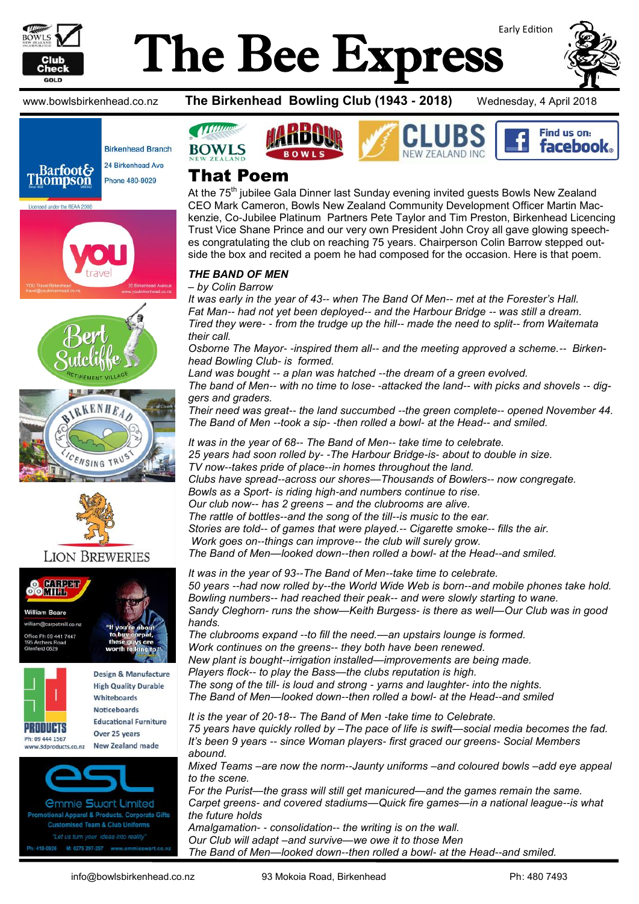# The Bee Express

Early Edition

www.bowlsbirkenhead.co.nz **The Birkenhead Bowling Club (1943 - 2018)** Wednesday, 4 April 2018

## That Poem

At the 75th jubilee Gala Dinner last Sunday evening invited guests Bowls New Zealand CEO Mark Cameron, Bowls New Zealand Community Development Officer Martin Mackenzie, Co-Jubilee Platinum Partners Pete Taylor and Tim Preston, Birkenhead Licencing Trust Vice Shane Prince and our very own President John Croy all gave glowing speeches congratulating the club on reaching 75 years. Chairperson Colin Barrow stepped outside the box and recited a poem he had composed for the occasion. Here is that poem.

### *THE BAND OF MEN*

*– by Colin Barrow*

*It was early in the year of 43-- when The Band Of Men-- met at the Forester's Hall.*
*Fat Man-- had not yet been deployed-- and the Harbour Bridge -- was still a dream.*
*Tired they were- - from the trudge up the hill-- made the need to split-- from Waitemata their call.*
*Osborne The Mayor- -inspired them all-- and the meeting approved a scheme.-- Birkenhead Bowling Club- is formed.*
*Land was bought -- a plan was hatched --the dream of a green evolved.*
*The band of Men-- with no time to lose- -attacked the land-- with picks and shovels -- diggers and graders.*
*Their need was great-- the land succumbed --the green complete-- opened November 44.*
*The Band of Men --took a sip- -then rolled a bowl- at the Head-- and smiled.*

*It was in the year of 68-- The Band of Men-- take time to celebrate.*
*25 years had soon rolled by- -The Harbour Bridge-is- about to double in size.*
*TV now--takes pride of place--in homes throughout the land.*
*Clubs have spread--across our shores—Thousands of Bowlers-- now congregate.*
*Bowls as a Sport- is riding high-and numbers continue to rise.*
*Our club now-- has 2 greens – and the clubrooms are alive.*
*The rattle of bottles--and the song of the till--is music to the ear.*
*Stories are told-- of games that were played.-- Cigarette smoke-- fills the air.*
*Work goes on--things can improve-- the club will surely grow.*
*The Band of Men—looked down--then rolled a bowl- at the Head--and smiled.*

*It was in the year of 93--The Band of Men--take time to celebrate.*
*50 years --had now rolled by--the World Wide Web is born--and mobile phones take hold.*
*Bowling numbers-- had reached their peak-- and were slowly starting to wane.*
*Sandy Cleghorn- runs the show—Keith Burgess- is there as well—Our Club was in good hands.*
*The clubrooms expand --to fill the need.—an upstairs lounge is formed.*
*Work continues on the greens-- they both have been renewed.*
*New plant is bought--irrigation installed—improvements are being made.*
*Players flock-- to play the Bass—the clubs reputation is high.*
*The song of the till- is loud and strong - yarns and laughter- into the nights.*
*The Band of Men—looked down--then rolled a bowl- at the Head--and smiled*

*It is the year of 20-18-- The Band of Men -take time to Celebrate.*
*75 years have quickly rolled by –The pace of life is swift—social media becomes the fad.*
*It's been 9 years -- since Woman players- first graced our greens- Social Members abound.*
*Mixed Teams –are now the norm--Jaunty uniforms –and coloured bowls –add eye appeal to the scene.*
*For the Purist—the grass will still get manicured—and the games remain the same.*
*Carpet greens- and covered stadiums—Quick fire games—in a national league--is what the future holds*
*Amalgamation- - consolidation-- the writing is on the wall.*
*Our Club will adapt –and survive—we owe it to those Men*
*The Band of Men—looked down--then rolled a bowl- at the Head--and smiled.*

Barfoot & Thompson — Birkenhead Branch, 24 Birkenhead Ave, Phone 480-9029. Licensed under the REAA 2008

YOU Travel Birkenhead — travel@youbirkenhead.co.nz — 20 Birkenhead Avenue — www.youbirkenhead.co.nz

Bert Sutcliffe Retirement Village

Birkenhead Licensing Trust

Lion Breweries

Carpet Mill — William Beare — william@carpetmill.co.nz — Office Ph 09 441 7447 — 195 Archers Road, Glenfield 0629 — "If you're about to buy carpet, these guys are worth talking to!"

3D Products — Ph: 09 444 1567 — www.3dproducts.co.nz — Design & Manufacture, High Quality Durable Whiteboards, Noticeboards, Educational Furniture, Over 25 years, New Zealand made

Emmie Swart Limited — Promotional Apparel & Products, Corporate Gifts, Customised Team & Club Uniforms — "Let us turn your ideas into reality" — Ph: 419-0926 — M: 0275 297-297 — www.emmieswart.co.nz

info@bowlsbirkenhead.co.nz 93 Mokoia Road, Birkenhead Ph: 480 7493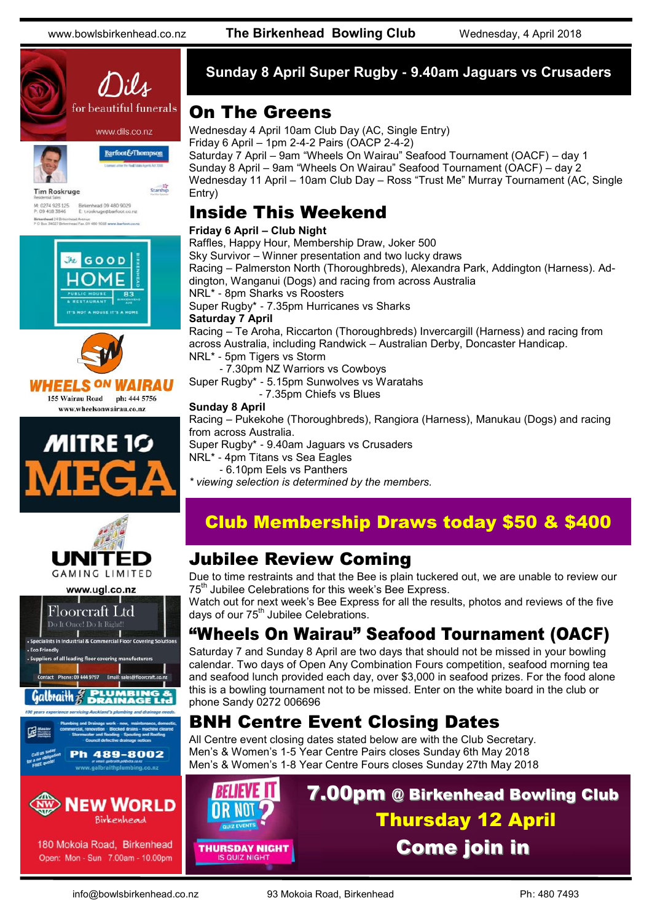**Sunday 8 April Super Rugby - 9.40am Jaguars vs Crusaders**

## On The Greens

Wednesday 4 April 10am Club Day (AC, Single Entry)
Friday 6 April – 1pm 2-4-2 Pairs (OACP 2-4-2)
Saturday 7 April – 9am "Wheels On Wairau" Seafood Tournament (OACF) – day 1
Sunday 8 April – 9am "Wheels On Wairau" Seafood Tournament (OACF) – day 2
Wednesday 11 April – 10am Club Day – Ross "Trust Me" Murray Tournament (AC, Single Entry)

## Inside This Weekend

**Friday 6 April – Club Night**

Raffles, Happy Hour, Membership Draw, Joker 500
Sky Survivor – Winner presentation and two lucky draws
Racing – Palmerston North (Thoroughbreds), Alexandra Park, Addington (Harness). Addington, Wanganui (Dogs) and racing from across Australia
NRL* - 8pm Sharks vs Roosters
Super Rugby* - 7.35pm Hurricanes vs Sharks

**Saturday 7 April**

Racing – Te Aroha, Riccarton (Thoroughbreds) Invercargill (Harness) and racing from across Australia, including Randwick – Australian Derby, Doncaster Handicap.
NRL* - 5pm Tigers vs Storm
- 7.30pm NZ Warriors vs Cowboys
Super Rugby* - 5.15pm Sunwolves vs Waratahs
- 7.35pm Chiefs vs Blues

**Sunday 8 April**

Racing – Pukekohe (Thoroughbreds), Rangiora (Harness), Manukau (Dogs) and racing from across Australia.
Super Rugby* - 9.40am Jaguars vs Crusaders
NRL* - 4pm Titans vs Sea Eagles
- 6.10pm Eels vs Panthers

*\* viewing selection is determined by the members.*

**Club Membership Draws today $50 & $400**

## Jubilee Review Coming

Due to time restraints and that the Bee is plain tuckered out, we are unable to review our 75th Jubilee Celebrations for this week's Bee Express.
Watch out for next week's Bee Express for all the results, photos and reviews of the five days of our 75th Jubilee Celebrations.

## "Wheels On Wairau" Seafood Tournament (OACF)

Saturday 7 and Sunday 8 April are two days that should not be missed in your bowling calendar. Two days of Open Any Combination Fours competition, seafood morning tea and seafood lunch provided each day, over $3,000 in seafood prizes. For the food alone this is a bowling tournament not to be missed. Enter on the white board in the club or phone Sandy 0272 006696

## BNH Centre Event Closing Dates

All Centre event closing dates stated below are with the Club Secretary.
Men's & Women's 1-5 Year Centre Pairs closes Sunday 6th May 2018
Men's & Women's 1-8 Year Centre Fours closes Sunday 27th May 2018

BELIEVE IT OR NOT QUIZ EVENTS
THURSDAY NIGHT IS QUIZ NIGHT

**7.00pm @ Birkenhead Bowling Club**
**Thursday 12 April**
**Come join in**

Dils for beautiful funerals
www.dils.co.nz

Barfoot & Thompson
Tim Roskruge
Residential Sales
M: 0274 923 125 Birkenhead 09 480 9029
P: 09 418 3846 E: t.roskruge@barfoot.co.nz
Birkenhead 24 Birkenhead Avenue
P O Box 34027 Birkenhead Fax 09 480 9018 www.barfoot.co.nz

The GOOD HOME
PUBLIC HOUSE & RESTAURANT
83 Birkenhead Ave
IT'S NOT A HOUSE IT'S A HOME

WHEELS ON WAIRAU
155 Wairau Road ph: 444 5756
www.wheelsonwairau.co.nz

MITRE 10 MEGA

UNITED GAMING LIMITED
www.ugl.co.nz

Floorcraft Ltd
Do It Once! Do It Right!!
- Specialists in Industrial & Commercial Floor Covering Solutions
- Eco Friendly
- Suppliers of all leading floor covering manufacturers
Contact Phone: 09 444 9757 Email: sales@floorcraft.co.nz

Galbraith Plumbing & Drainage Ltd
100 years experience servicing Auckland's plumbing and drainage needs.
Plumbing and Drainage work - new, maintenance, domestic, commercial, renovation - Blocked drains - machine cleared - Stormwater and flooding - Spouting and Roofing - Council defective drainage notices
Call us today for a no obligation FREE quote!
Ph 489-8002
www.galbraithplumbing.co.nz

NEW WORLD Birkenhead
180 Mokoia Road, Birkenhead
Open: Mon - Sun 7.00am - 10.00pm